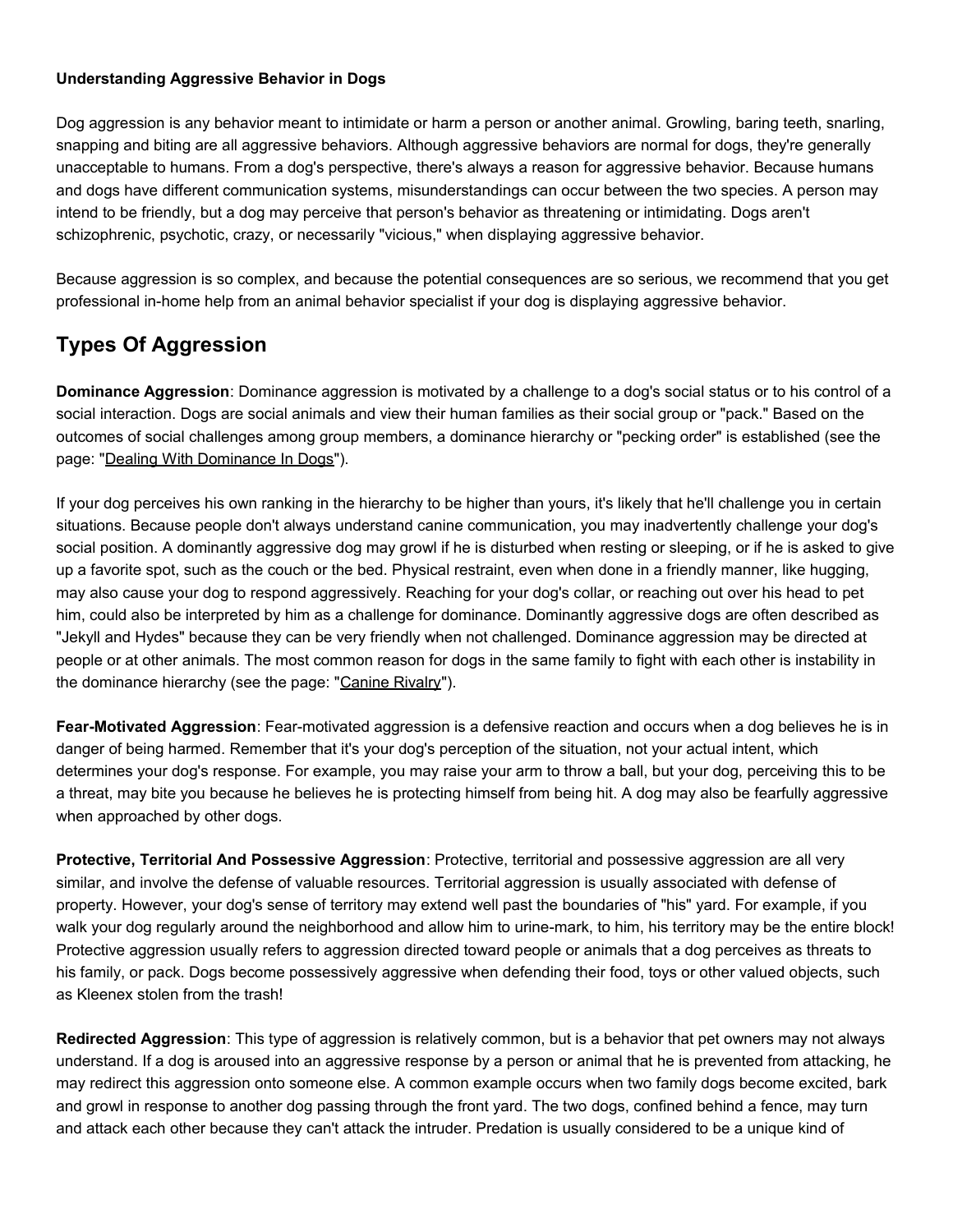**Understanding Aggressive Behavior in Dogs**

Dog aggression is any behavior meant to intimidate or harm a person or another animal. Growling, baring teeth, snarling, snapping and biting are all aggressive behaviors. Although aggressive behaviors are normal for dogs, they're generally unacceptable to humans. From a dog's perspective, there's always a reason for aggressive behavior. Because humans and dogs have different communication systems, misunderstandings can occur between the two species. A person may intend to be friendly, but a dog may perceive that person's behavior as threatening or intimidating. Dogs aren't schizophrenic, psychotic, crazy, or necessarily "vicious," when displaying aggressive behavior.

Because aggression is so complex, and because the potential consequences are so serious, we recommend that you get professional in-home help from an animal behavior specialist if your dog is displaying aggressive behavior.

## Types Of Aggression

**Dominance Aggression**: Dominance aggression is motivated by a challenge to a dog's social status or to his control of a social interaction. Dogs are social animals and view their human families as their social group or "pack." Based on the outcomes of social challenges among group members, a dominance hierarchy or "pecking order" is established (see the page: "Dealing With Dominance In Dogs").

If your dog perceives his own ranking in the hierarchy to be higher than yours, it's likely that he'll challenge you in certain situations. Because people don't always understand canine communication, you may inadvertently challenge your dog's social position. A dominantly aggressive dog may growl if he is disturbed when resting or sleeping, or if he is asked to give up a favorite spot, such as the couch or the bed. Physical restraint, even when done in a friendly manner, like hugging, may also cause your dog to respond aggressively. Reaching for your dog's collar, or reaching out over his head to pet him, could also be interpreted by him as a challenge for dominance. Dominantly aggressive dogs are often described as "Jekyll and Hydes" because they can be very friendly when not challenged. Dominance aggression may be directed at people or at other animals. The most common reason for dogs in the same family to fight with each other is instability in the dominance hierarchy (see the page: "Canine Rivalry").

**Fear-Motivated Aggression**: Fear-motivated aggression is a defensive reaction and occurs when a dog believes he is in danger of being harmed. Remember that it's your dog's perception of the situation, not your actual intent, which determines your dog's response. For example, you may raise your arm to throw a ball, but your dog, perceiving this to be a threat, may bite you because he believes he is protecting himself from being hit. A dog may also be fearfully aggressive when approached by other dogs.

**Protective, Territorial And Possessive Aggression**: Protective, territorial and possessive aggression are all very similar, and involve the defense of valuable resources. Territorial aggression is usually associated with defense of property. However, your dog's sense of territory may extend well past the boundaries of "his" yard. For example, if you walk your dog regularly around the neighborhood and allow him to urine-mark, to him, his territory may be the entire block! Protective aggression usually refers to aggression directed toward people or animals that a dog perceives as threats to his family, or pack. Dogs become possessively aggressive when defending their food, toys or other valued objects, such as Kleenex stolen from the trash!

**Redirected Aggression**: This type of aggression is relatively common, but is a behavior that pet owners may not always understand. If a dog is aroused into an aggressive response by a person or animal that he is prevented from attacking, he may redirect this aggression onto someone else. A common example occurs when two family dogs become excited, bark and growl in response to another dog passing through the front yard. The two dogs, confined behind a fence, may turn and attack each other because they can't attack the intruder. Predation is usually considered to be a unique kind of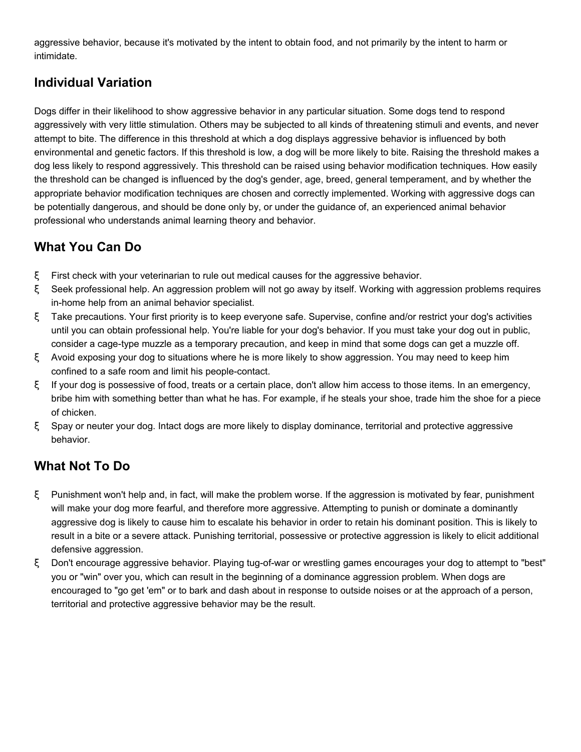aggressive behavior, because it's motivated by the intent to obtain food, and not primarily by the intent to harm or intimidate.

## Individual Variation

Dogs differ in their likelihood to show aggressive behavior in any particular situation. Some dogs tend to respond aggressively with very little stimulation. Others may be subjected to all kinds of threatening stimuli and events, and never attempt to bite. The difference in this threshold at which a dog displays aggressive behavior is influenced by both environmental and genetic factors. If this threshold is low, a dog will be more likely to bite. Raising the threshold makes a dog less likely to respond aggressively. This threshold can be raised using behavior modification techniques. How easily the threshold can be changed is influenced by the dog's gender, age, breed, general temperament, and by whether the appropriate behavior modification techniques are chosen and correctly implemented. Working with aggressive dogs can be potentially dangerous, and should be done only by, or under the guidance of, an experienced animal behavior professional who understands animal learning theory and behavior.

## What You Can Do

- First check with your veterinarian to rule out medical causes for the aggressive behavior.
- Seek professional help. An aggression problem will not go away by itself. Working with aggression problems requires in-home help from an animal behavior specialist.
- Take precautions. Your first priority is to keep everyone safe. Supervise, confine and/or restrict your dog's activities until you can obtain professional help. You're liable for your dog's behavior. If you must take your dog out in public, consider a cage-type muzzle as a temporary precaution, and keep in mind that some dogs can get a muzzle off.
- Avoid exposing your dog to situations where he is more likely to show aggression. You may need to keep him confined to a safe room and limit his people-contact.
- If your dog is possessive of food, treats or a certain place, don't allow him access to those items. In an emergency, bribe him with something better than what he has. For example, if he steals your shoe, trade him the shoe for a piece of chicken.
- Spay or neuter your dog. Intact dogs are more likely to display dominance, territorial and protective aggressive behavior.

## What Not To Do

- Punishment won't help and, in fact, will make the problem worse. If the aggression is motivated by fear, punishment will make your dog more fearful, and therefore more aggressive. Attempting to punish or dominate a dominantly aggressive dog is likely to cause him to escalate his behavior in order to retain his dominant position. This is likely to result in a bite or a severe attack. Punishing territorial, possessive or protective aggression is likely to elicit additional defensive aggression.
- Don't encourage aggressive behavior. Playing tug-of-war or wrestling games encourages your dog to attempt to "best" you or "win" over you, which can result in the beginning of a dominance aggression problem. When dogs are encouraged to "go get 'em" or to bark and dash about in response to outside noises or at the approach of a person, territorial and protective aggressive behavior may be the result.